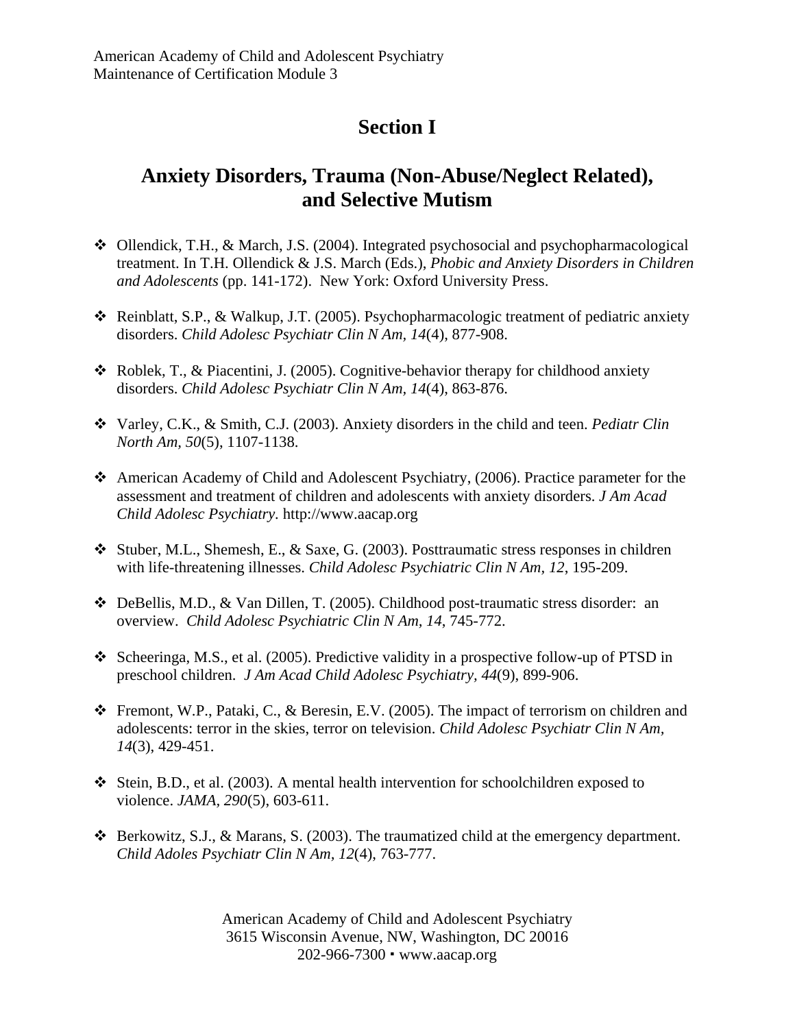American Academy of Child and Adolescent Psychiatry
Maintenance of Certification Module 3

# Section I

## Anxiety Disorders, Trauma (Non-Abuse/Neglect Related), and Selective Mutism

- Ollendick, T.H., & March, J.S. (2004). Integrated psychosocial and psychopharmacological treatment. In T.H. Ollendick & J.S. March (Eds.), *Phobic and Anxiety Disorders in Children and Adolescents* (pp. 141-172). New York: Oxford University Press.

- Reinblatt, S.P., & Walkup, J.T. (2005). Psychopharmacologic treatment of pediatric anxiety disorders. *Child Adolesc Psychiatr Clin N Am, 14*(4), 877-908.

- Roblek, T., & Piacentini, J. (2005). Cognitive-behavior therapy for childhood anxiety disorders. *Child Adolesc Psychiatr Clin N Am, 14*(4), 863-876.

- Varley, C.K., & Smith, C.J. (2003). Anxiety disorders in the child and teen. *Pediatr Clin North Am, 50*(5), 1107-1138.

- American Academy of Child and Adolescent Psychiatry, (2006). Practice parameter for the assessment and treatment of children and adolescents with anxiety disorders. *J Am Acad Child Adolesc Psychiatry*. http://www.aacap.org

- Stuber, M.L., Shemesh, E., & Saxe, G. (2003). Posttraumatic stress responses in children with life-threatening illnesses. *Child Adolesc Psychiatric Clin N Am, 12*, 195-209.

- DeBellis, M.D., & Van Dillen, T. (2005). Childhood post-traumatic stress disorder: an overview. *Child Adolesc Psychiatric Clin N Am, 14*, 745-772.

- Scheeringa, M.S., et al. (2005). Predictive validity in a prospective follow-up of PTSD in preschool children. *J Am Acad Child Adolesc Psychiatry, 44*(9), 899-906.

- Fremont, W.P., Pataki, C., & Beresin, E.V. (2005). The impact of terrorism on children and adolescents: terror in the skies, terror on television. *Child Adolesc Psychiatr Clin N Am, 14*(3), 429-451.

- Stein, B.D., et al. (2003). A mental health intervention for schoolchildren exposed to violence. *JAMA, 290*(5), 603-611.

- Berkowitz, S.J., & Marans, S. (2003). The traumatized child at the emergency department. *Child Adoles Psychiatr Clin N Am, 12*(4), 763-777.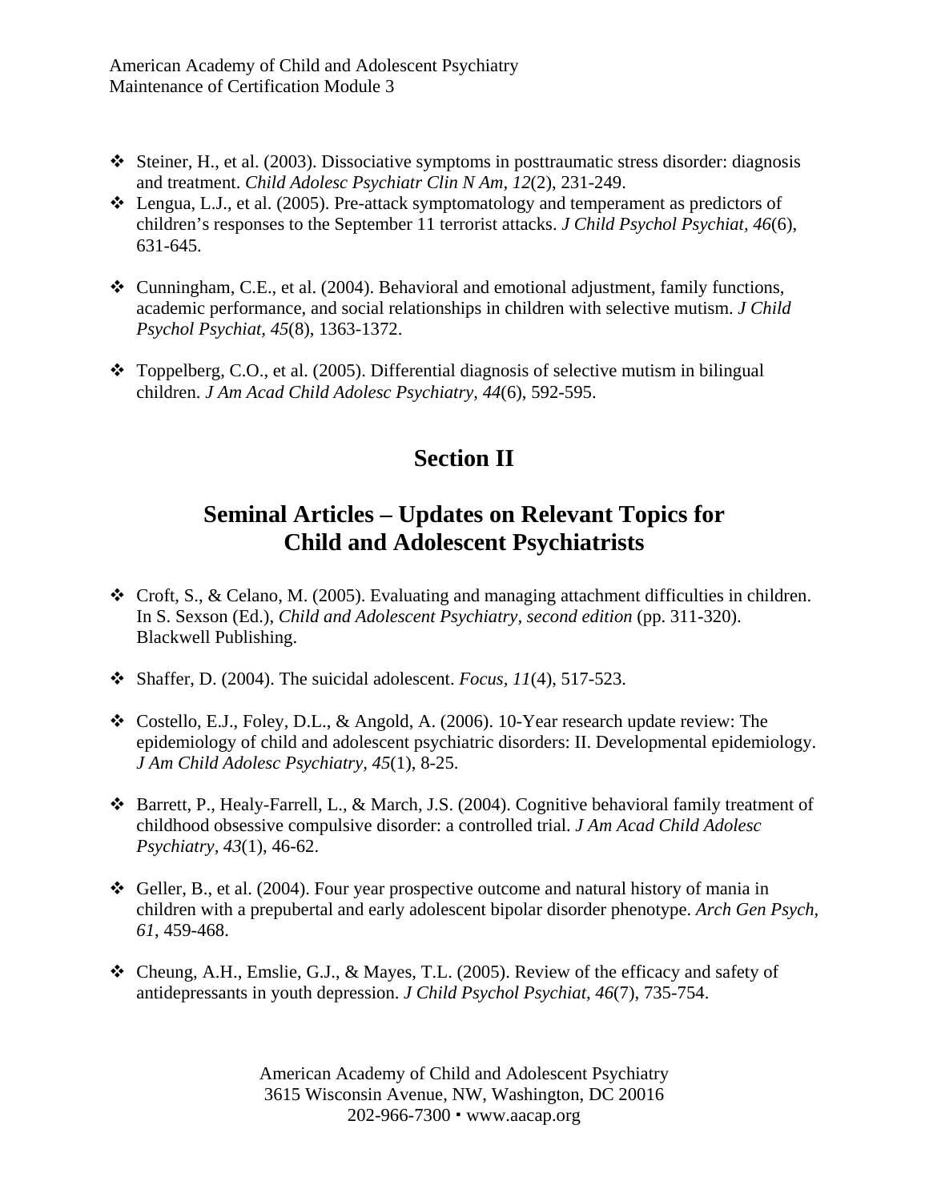- Steiner, H., et al. (2003). Dissociative symptoms in posttraumatic stress disorder: diagnosis and treatment. *Child Adolesc Psychiatr Clin N Am, 12*(2), 231-249.
- Lengua, L.J., et al. (2005). Pre-attack symptomatology and temperament as predictors of children's responses to the September 11 terrorist attacks. *J Child Psychol Psychiat, 46*(6), 631-645.

- Cunningham, C.E., et al. (2004). Behavioral and emotional adjustment, family functions, academic performance, and social relationships in children with selective mutism. *J Child Psychol Psychiat, 45*(8), 1363-1372.

- Toppelberg, C.O., et al. (2005). Differential diagnosis of selective mutism in bilingual children. *J Am Acad Child Adolesc Psychiatry, 44*(6), 592-595.

# Section II

## Seminal Articles – Updates on Relevant Topics for Child and Adolescent Psychiatrists

- Croft, S., & Celano, M. (2005). Evaluating and managing attachment difficulties in children. In S. Sexson (Ed.), *Child and Adolescent Psychiatry, second edition* (pp. 311-320). Blackwell Publishing.

- Shaffer, D. (2004). The suicidal adolescent. *Focus, 11*(4), 517-523.

- Costello, E.J., Foley, D.L., & Angold, A. (2006). 10-Year research update review: The epidemiology of child and adolescent psychiatric disorders: II. Developmental epidemiology. *J Am Child Adolesc Psychiatry, 45*(1), 8-25.

- Barrett, P., Healy-Farrell, L., & March, J.S. (2004). Cognitive behavioral family treatment of childhood obsessive compulsive disorder: a controlled trial. *J Am Acad Child Adolesc Psychiatry, 43*(1), 46-62.

- Geller, B., et al. (2004). Four year prospective outcome and natural history of mania in children with a prepubertal and early adolescent bipolar disorder phenotype. *Arch Gen Psych, 61*, 459-468.

- Cheung, A.H., Emslie, G.J., & Mayes, T.L. (2005). Review of the efficacy and safety of antidepressants in youth depression. *J Child Psychol Psychiat, 46*(7), 735-754.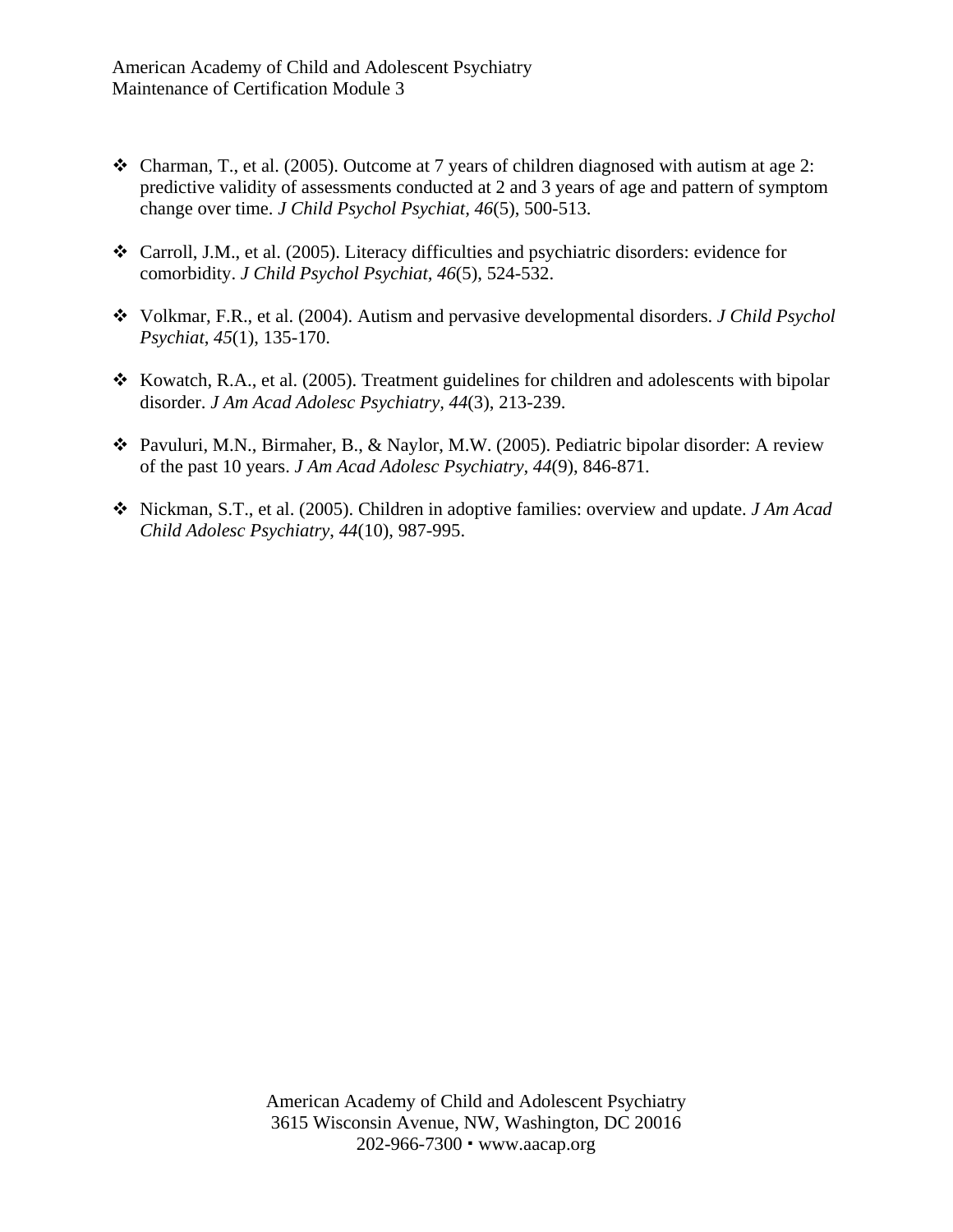- Charman, T., et al. (2005). Outcome at 7 years of children diagnosed with autism at age 2: predictive validity of assessments conducted at 2 and 3 years of age and pattern of symptom change over time. *J Child Psychol Psychiat*, *46*(5), 500-513.

- Carroll, J.M., et al. (2005). Literacy difficulties and psychiatric disorders: evidence for comorbidity. *J Child Psychol Psychiat*, *46*(5), 524-532.

- Volkmar, F.R., et al. (2004). Autism and pervasive developmental disorders. *J Child Psychol Psychiat*, *45*(1), 135-170.

- Kowatch, R.A., et al. (2005). Treatment guidelines for children and adolescents with bipolar disorder. *J Am Acad Adolesc Psychiatry*, *44*(3), 213-239.

- Pavuluri, M.N., Birmaher, B., & Naylor, M.W. (2005). Pediatric bipolar disorder: A review of the past 10 years. *J Am Acad Adolesc Psychiatry*, *44*(9), 846-871.

- Nickman, S.T., et al. (2005). Children in adoptive families: overview and update. *J Am Acad Child Adolesc Psychiatry*, *44*(10), 987-995.